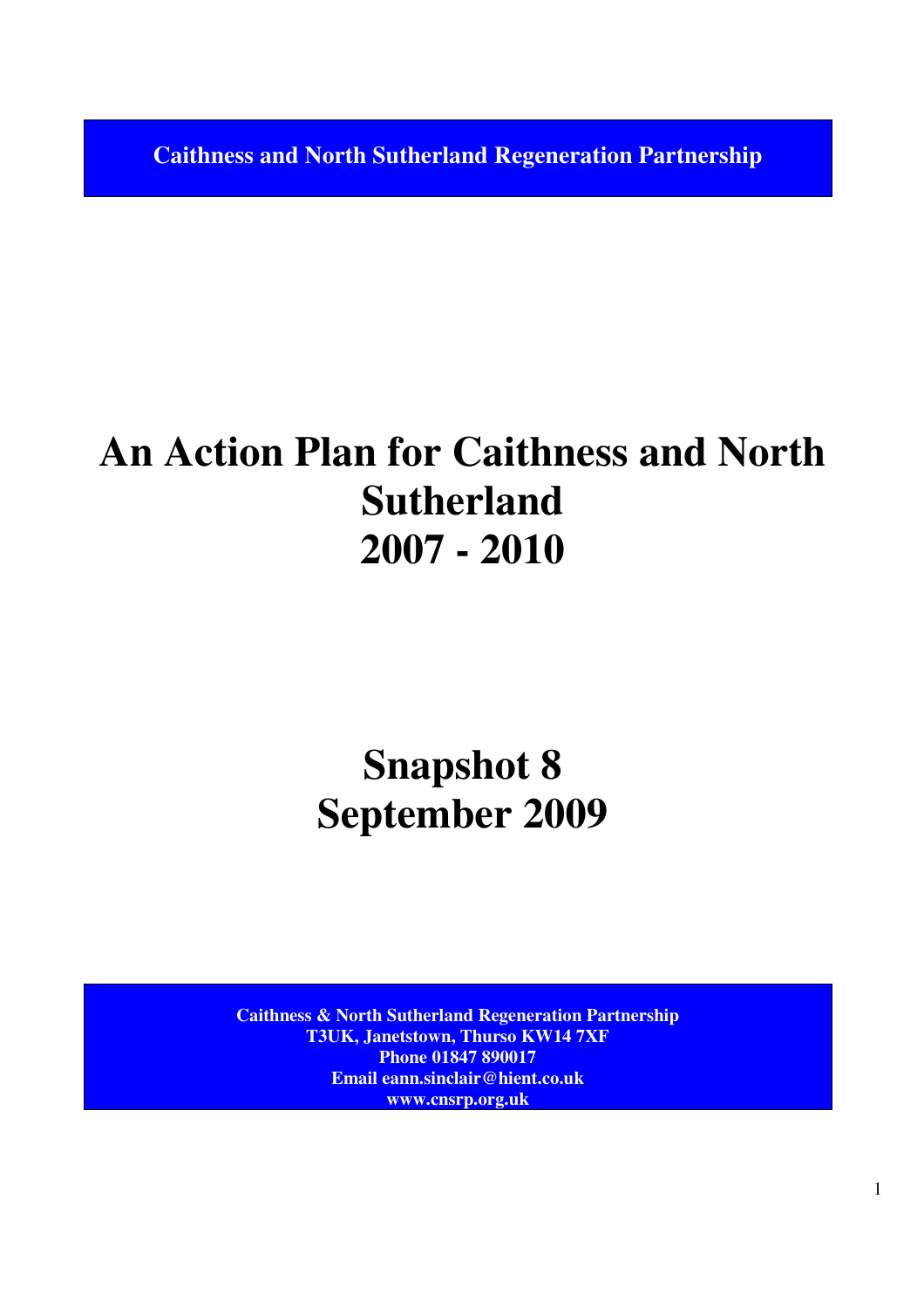**Caithness and North Sutherland Regeneration Partnership**

# An Action Plan for Caithness and North Sutherland 2007 - 2010

## Snapshot 8
## September 2009

**Caithness & North Sutherland Regeneration Partnership**
**T3UK, Janetstown, Thurso KW14 7XF**
**Phone 01847 890017**
**Email eann.sinclair@hient.co.uk**
**www.cnsrp.org.uk**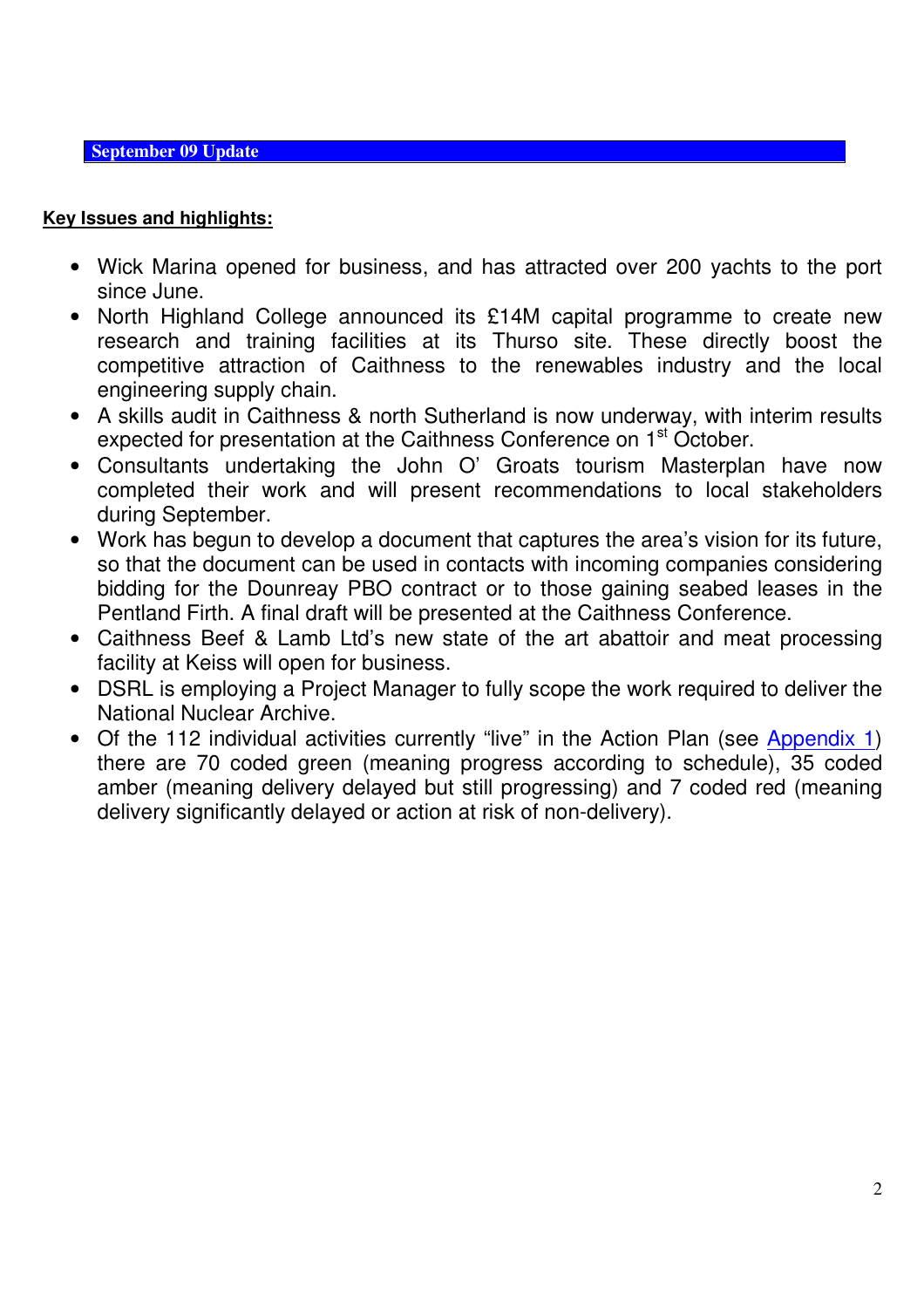## September 09 Update

**Key Issues and highlights:**

- Wick Marina opened for business, and has attracted over 200 yachts to the port since June.
- North Highland College announced its £14M capital programme to create new research and training facilities at its Thurso site. These directly boost the competitive attraction of Caithness to the renewables industry and the local engineering supply chain.
- A skills audit in Caithness & north Sutherland is now underway, with interim results expected for presentation at the Caithness Conference on 1st October.
- Consultants undertaking the John O' Groats tourism Masterplan have now completed their work and will present recommendations to local stakeholders during September.
- Work has begun to develop a document that captures the area's vision for its future, so that the document can be used in contacts with incoming companies considering bidding for the Dounreay PBO contract or to those gaining seabed leases in the Pentland Firth. A final draft will be presented at the Caithness Conference.
- Caithness Beef & Lamb Ltd's new state of the art abattoir and meat processing facility at Keiss will open for business.
- DSRL is employing a Project Manager to fully scope the work required to deliver the National Nuclear Archive.
- Of the 112 individual activities currently "live" in the Action Plan (see Appendix 1) there are 70 coded green (meaning progress according to schedule), 35 coded amber (meaning delivery delayed but still progressing) and 7 coded red (meaning delivery significantly delayed or action at risk of non-delivery).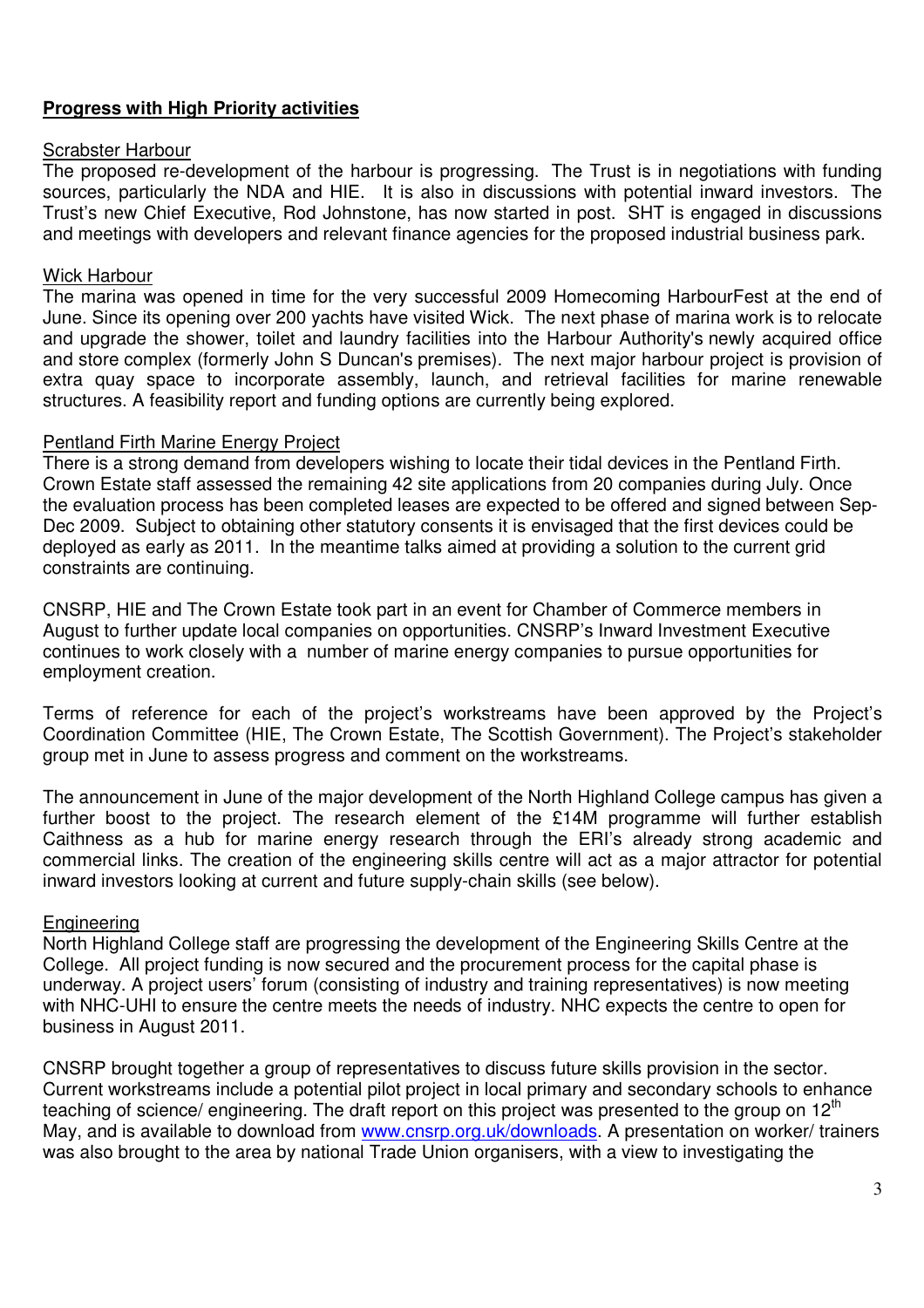## **Progress with High Priority activities**

### Scrabster Harbour

The proposed re-development of the harbour is progressing. The Trust is in negotiations with funding sources, particularly the NDA and HIE. It is also in discussions with potential inward investors. The Trust's new Chief Executive, Rod Johnstone, has now started in post. SHT is engaged in discussions and meetings with developers and relevant finance agencies for the proposed industrial business park.

### Wick Harbour

The marina was opened in time for the very successful 2009 Homecoming HarbourFest at the end of June. Since its opening over 200 yachts have visited Wick. The next phase of marina work is to relocate and upgrade the shower, toilet and laundry facilities into the Harbour Authority's newly acquired office and store complex (formerly John S Duncan's premises). The next major harbour project is provision of extra quay space to incorporate assembly, launch, and retrieval facilities for marine renewable structures. A feasibility report and funding options are currently being explored.

### Pentland Firth Marine Energy Project

There is a strong demand from developers wishing to locate their tidal devices in the Pentland Firth. Crown Estate staff assessed the remaining 42 site applications from 20 companies during July. Once the evaluation process has been completed leases are expected to be offered and signed between Sep-Dec 2009. Subject to obtaining other statutory consents it is envisaged that the first devices could be deployed as early as 2011. In the meantime talks aimed at providing a solution to the current grid constraints are continuing.

CNSRP, HIE and The Crown Estate took part in an event for Chamber of Commerce members in August to further update local companies on opportunities. CNSRP's Inward Investment Executive continues to work closely with a number of marine energy companies to pursue opportunities for employment creation.

Terms of reference for each of the project's workstreams have been approved by the Project's Coordination Committee (HIE, The Crown Estate, The Scottish Government). The Project's stakeholder group met in June to assess progress and comment on the workstreams.

The announcement in June of the major development of the North Highland College campus has given a further boost to the project. The research element of the £14M programme will further establish Caithness as a hub for marine energy research through the ERI's already strong academic and commercial links. The creation of the engineering skills centre will act as a major attractor for potential inward investors looking at current and future supply-chain skills (see below).

### Engineering

North Highland College staff are progressing the development of the Engineering Skills Centre at the College. All project funding is now secured and the procurement process for the capital phase is underway. A project users' forum (consisting of industry and training representatives) is now meeting with NHC-UHI to ensure the centre meets the needs of industry. NHC expects the centre to open for business in August 2011.

CNSRP brought together a group of representatives to discuss future skills provision in the sector. Current workstreams include a potential pilot project in local primary and secondary schools to enhance teaching of science/ engineering. The draft report on this project was presented to the group on 12th May, and is available to download from www.cnsrp.org.uk/downloads. A presentation on worker/ trainers was also brought to the area by national Trade Union organisers, with a view to investigating the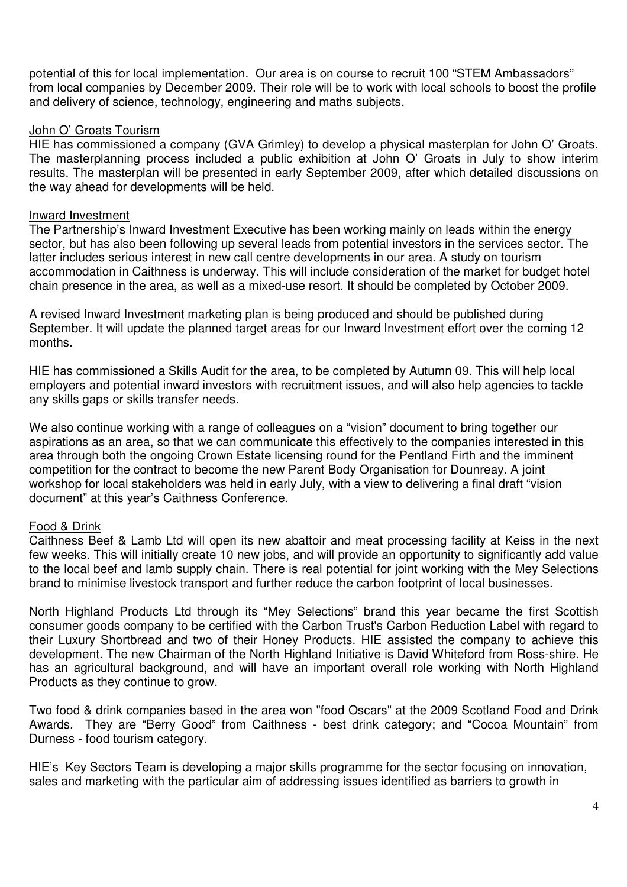potential of this for local implementation. Our area is on course to recruit 100 "STEM Ambassadors" from local companies by December 2009. Their role will be to work with local schools to boost the profile and delivery of science, technology, engineering and maths subjects.

## John O' Groats Tourism

HIE has commissioned a company (GVA Grimley) to develop a physical masterplan for John O' Groats. The masterplanning process included a public exhibition at John O' Groats in July to show interim results. The masterplan will be presented in early September 2009, after which detailed discussions on the way ahead for developments will be held.

## Inward Investment

The Partnership's Inward Investment Executive has been working mainly on leads within the energy sector, but has also been following up several leads from potential investors in the services sector. The latter includes serious interest in new call centre developments in our area. A study on tourism accommodation in Caithness is underway. This will include consideration of the market for budget hotel chain presence in the area, as well as a mixed-use resort. It should be completed by October 2009.

A revised Inward Investment marketing plan is being produced and should be published during September. It will update the planned target areas for our Inward Investment effort over the coming 12 months.

HIE has commissioned a Skills Audit for the area, to be completed by Autumn 09. This will help local employers and potential inward investors with recruitment issues, and will also help agencies to tackle any skills gaps or skills transfer needs.

We also continue working with a range of colleagues on a "vision" document to bring together our aspirations as an area, so that we can communicate this effectively to the companies interested in this area through both the ongoing Crown Estate licensing round for the Pentland Firth and the imminent competition for the contract to become the new Parent Body Organisation for Dounreay. A joint workshop for local stakeholders was held in early July, with a view to delivering a final draft "vision document" at this year's Caithness Conference.

## Food & Drink

Caithness Beef & Lamb Ltd will open its new abattoir and meat processing facility at Keiss in the next few weeks. This will initially create 10 new jobs, and will provide an opportunity to significantly add value to the local beef and lamb supply chain. There is real potential for joint working with the Mey Selections brand to minimise livestock transport and further reduce the carbon footprint of local businesses.

North Highland Products Ltd through its "Mey Selections" brand this year became the first Scottish consumer goods company to be certified with the Carbon Trust's Carbon Reduction Label with regard to their Luxury Shortbread and two of their Honey Products. HIE assisted the company to achieve this development. The new Chairman of the North Highland Initiative is David Whiteford from Ross-shire. He has an agricultural background, and will have an important overall role working with North Highland Products as they continue to grow.

Two food & drink companies based in the area won "food Oscars" at the 2009 Scotland Food and Drink Awards. They are "Berry Good" from Caithness - best drink category; and "Cocoa Mountain" from Durness - food tourism category.

HIE's Key Sectors Team is developing a major skills programme for the sector focusing on innovation, sales and marketing with the particular aim of addressing issues identified as barriers to growth in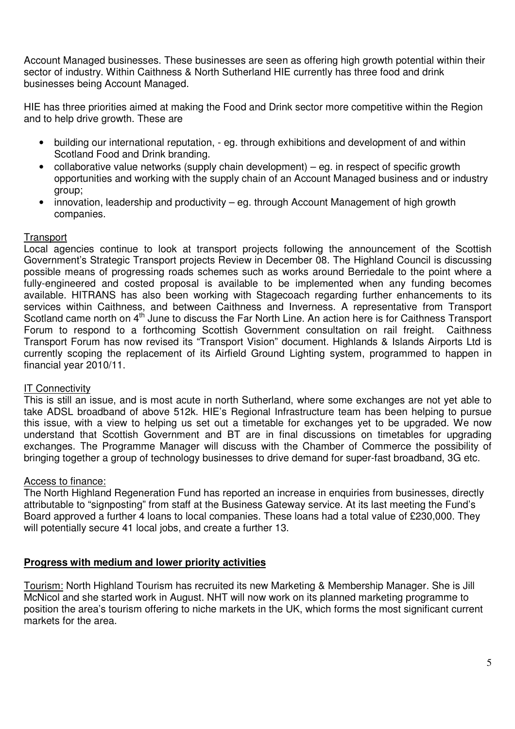Account Managed businesses. These businesses are seen as offering high growth potential within their sector of industry. Within Caithness & North Sutherland HIE currently has three food and drink businesses being Account Managed.

HIE has three priorities aimed at making the Food and Drink sector more competitive within the Region and to help drive growth. These are

- building our international reputation, - eg. through exhibitions and development of and within Scotland Food and Drink branding.
- collaborative value networks (supply chain development) – eg. in respect of specific growth opportunities and working with the supply chain of an Account Managed business and or industry group;
- innovation, leadership and productivity – eg. through Account Management of high growth companies.

<u>Transport</u>

Local agencies continue to look at transport projects following the announcement of the Scottish Government's Strategic Transport projects Review in December 08. The Highland Council is discussing possible means of progressing roads schemes such as works around Berriedale to the point where a fully-engineered and costed proposal is available to be implemented when any funding becomes available. HITRANS has also been working with Stagecoach regarding further enhancements to its services within Caithness, and between Caithness and Inverness. A representative from Transport Scotland came north on 4th June to discuss the Far North Line. An action here is for Caithness Transport Forum to respond to a forthcoming Scottish Government consultation on rail freight. Caithness Transport Forum has now revised its "Transport Vision" document. Highlands & Islands Airports Ltd is currently scoping the replacement of its Airfield Ground Lighting system, programmed to happen in financial year 2010/11.

<u>IT Connectivity</u>

This is still an issue, and is most acute in north Sutherland, where some exchanges are not yet able to take ADSL broadband of above 512k. HIE's Regional Infrastructure team has been helping to pursue this issue, with a view to helping us set out a timetable for exchanges yet to be upgraded. We now understand that Scottish Government and BT are in final discussions on timetables for upgrading exchanges. The Programme Manager will discuss with the Chamber of Commerce the possibility of bringing together a group of technology businesses to drive demand for super-fast broadband, 3G etc.

<u>Access to finance:</u>

The North Highland Regeneration Fund has reported an increase in enquiries from businesses, directly attributable to "signposting" from staff at the Business Gateway service. At its last meeting the Fund's Board approved a further 4 loans to local companies. These loans had a total value of £230,000. They will potentially secure 41 local jobs, and create a further 13.

## **<u>Progress with medium and lower priority activities</u>**

<u>Tourism:</u> North Highland Tourism has recruited its new Marketing & Membership Manager. She is Jill McNicol and she started work in August. NHT will now work on its planned marketing programme to position the area's tourism offering to niche markets in the UK, which forms the most significant current markets for the area.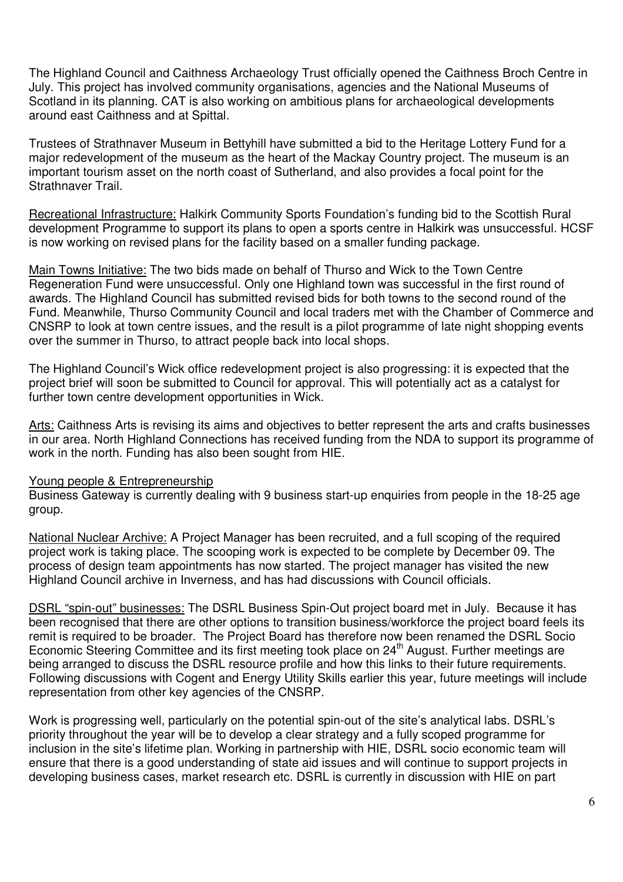The Highland Council and Caithness Archaeology Trust officially opened the Caithness Broch Centre in July. This project has involved community organisations, agencies and the National Museums of Scotland in its planning. CAT is also working on ambitious plans for archaeological developments around east Caithness and at Spittal.

Trustees of Strathnaver Museum in Bettyhill have submitted a bid to the Heritage Lottery Fund for a major redevelopment of the museum as the heart of the Mackay Country project. The museum is an important tourism asset on the north coast of Sutherland, and also provides a focal point for the Strathnaver Trail.

Recreational Infrastructure: Halkirk Community Sports Foundation's funding bid to the Scottish Rural development Programme to support its plans to open a sports centre in Halkirk was unsuccessful. HCSF is now working on revised plans for the facility based on a smaller funding package.

Main Towns Initiative: The two bids made on behalf of Thurso and Wick to the Town Centre Regeneration Fund were unsuccessful. Only one Highland town was successful in the first round of awards. The Highland Council has submitted revised bids for both towns to the second round of the Fund. Meanwhile, Thurso Community Council and local traders met with the Chamber of Commerce and CNSRP to look at town centre issues, and the result is a pilot programme of late night shopping events over the summer in Thurso, to attract people back into local shops.

The Highland Council's Wick office redevelopment project is also progressing: it is expected that the project brief will soon be submitted to Council for approval. This will potentially act as a catalyst for further town centre development opportunities in Wick.

Arts: Caithness Arts is revising its aims and objectives to better represent the arts and crafts businesses in our area. North Highland Connections has received funding from the NDA to support its programme of work in the north. Funding has also been sought from HIE.

Young people & Entrepreneurship

Business Gateway is currently dealing with 9 business start-up enquiries from people in the 18-25 age group.

National Nuclear Archive: A Project Manager has been recruited, and a full scoping of the required project work is taking place. The scooping work is expected to be complete by December 09. The process of design team appointments has now started. The project manager has visited the new Highland Council archive in Inverness, and has had discussions with Council officials.

DSRL "spin-out" businesses: The DSRL Business Spin-Out project board met in July. Because it has been recognised that there are other options to transition business/workforce the project board feels its remit is required to be broader. The Project Board has therefore now been renamed the DSRL Socio Economic Steering Committee and its first meeting took place on 24th August. Further meetings are being arranged to discuss the DSRL resource profile and how this links to their future requirements. Following discussions with Cogent and Energy Utility Skills earlier this year, future meetings will include representation from other key agencies of the CNSRP.

Work is progressing well, particularly on the potential spin-out of the site's analytical labs. DSRL's priority throughout the year will be to develop a clear strategy and a fully scoped programme for inclusion in the site's lifetime plan. Working in partnership with HIE, DSRL socio economic team will ensure that there is a good understanding of state aid issues and will continue to support projects in developing business cases, market research etc. DSRL is currently in discussion with HIE on part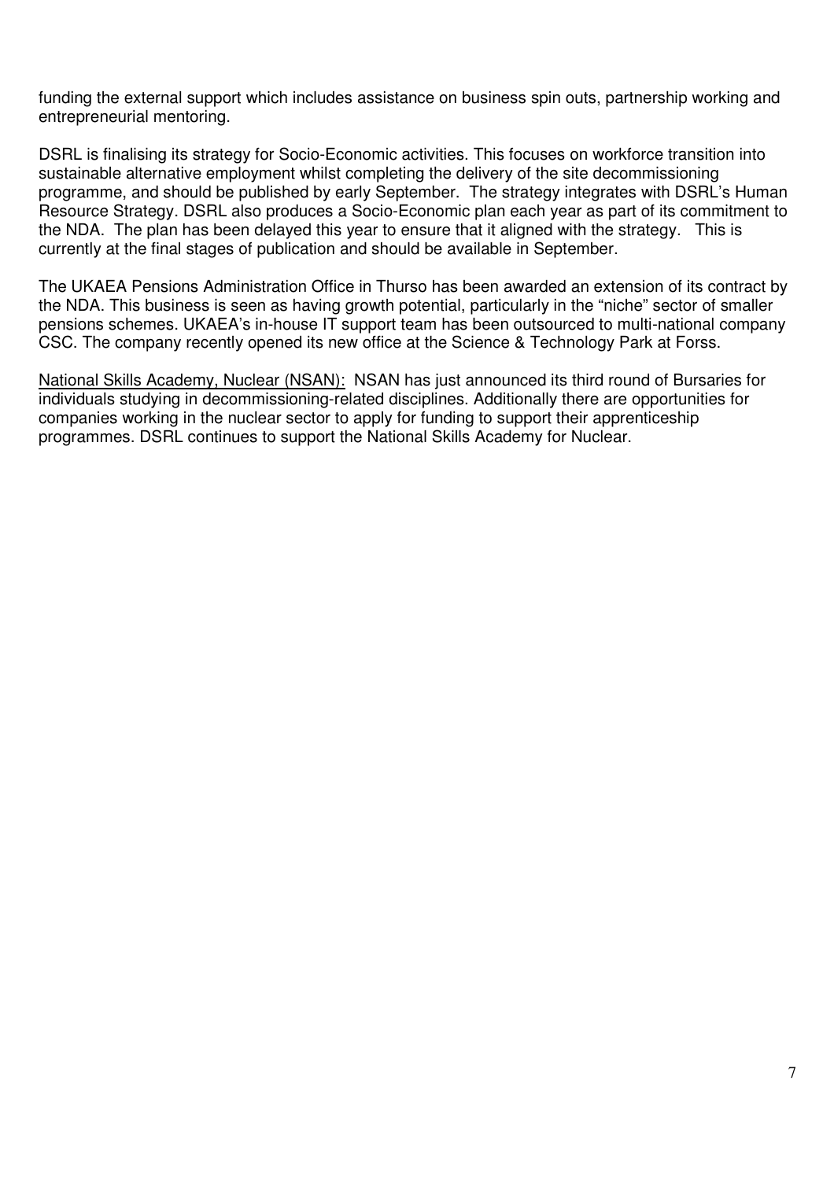funding the external support which includes assistance on business spin outs, partnership working and entrepreneurial mentoring.

DSRL is finalising its strategy for Socio-Economic activities. This focuses on workforce transition into sustainable alternative employment whilst completing the delivery of the site decommissioning programme, and should be published by early September. The strategy integrates with DSRL's Human Resource Strategy. DSRL also produces a Socio-Economic plan each year as part of its commitment to the NDA. The plan has been delayed this year to ensure that it aligned with the strategy. This is currently at the final stages of publication and should be available in September.

The UKAEA Pensions Administration Office in Thurso has been awarded an extension of its contract by the NDA. This business is seen as having growth potential, particularly in the "niche" sector of smaller pensions schemes. UKAEA's in-house IT support team has been outsourced to multi-national company CSC. The company recently opened its new office at the Science & Technology Park at Forss.

<u>National Skills Academy, Nuclear (NSAN):</u> NSAN has just announced its third round of Bursaries for individuals studying in decommissioning-related disciplines. Additionally there are opportunities for companies working in the nuclear sector to apply for funding to support their apprenticeship programmes. DSRL continues to support the National Skills Academy for Nuclear.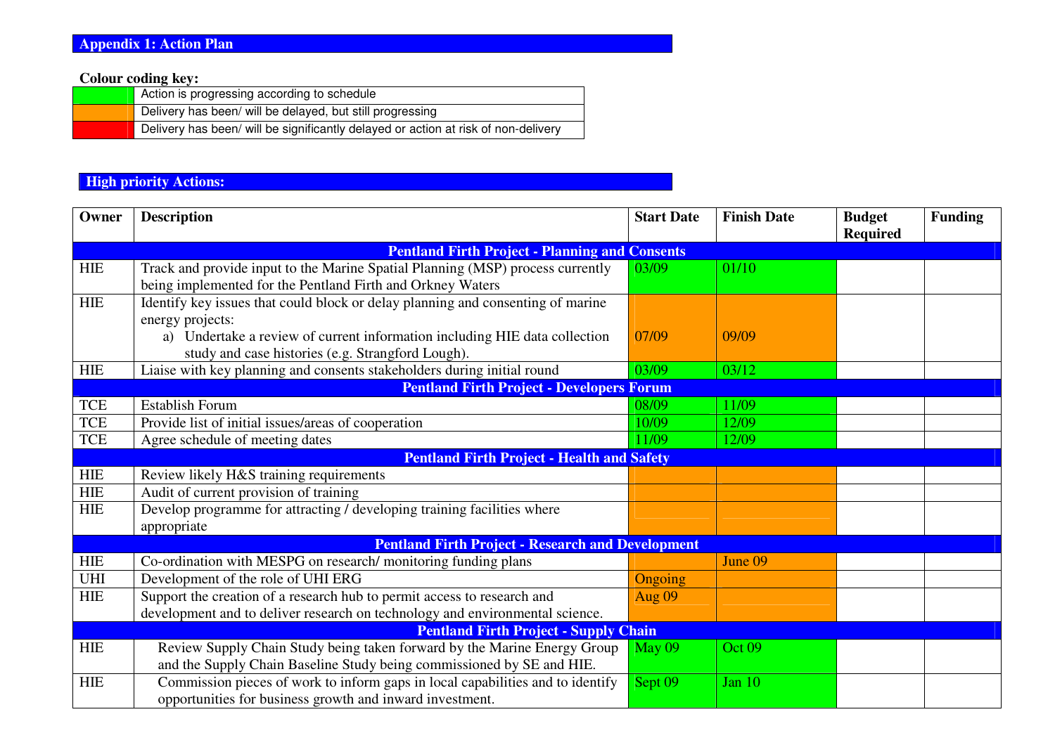## Appendix 1: Action Plan

**Colour coding key:**

| | |
|---|---|
| Green | Action is progressing according to schedule |
| Orange | Delivery has been/ will be delayed, but still progressing |
| Red | Delivery has been/ will be significantly delayed or action at risk of non-delivery |

## High priority Actions:

| Owner | Description | Start Date | Finish Date | Budget Required | Funding |
|---|---|---|---|---|---|
| **Pentland Firth Project - Planning and Consents** | | | | | |
| HIE | Track and provide input to the Marine Spatial Planning (MSP) process currently being implemented for the Pentland Firth and Orkney Waters | 03/09 | 01/10 | | |
| HIE | Identify key issues that could block or delay planning and consenting of marine energy projects: a) Undertake a review of current information including HIE data collection study and case histories (e.g. Strangford Lough). | 07/09 | 09/09 | | |
| HIE | Liaise with key planning and consents stakeholders during initial round | 03/09 | 03/12 | | |
| **Pentland Firth Project - Developers Forum** | | | | | |
| TCE | Establish Forum | 08/09 | 11/09 | | |
| TCE | Provide list of initial issues/areas of cooperation | 10/09 | 12/09 | | |
| TCE | Agree schedule of meeting dates | 11/09 | 12/09 | | |
| **Pentland Firth Project - Health and Safety** | | | | | |
| HIE | Review likely H&S training requirements | | | | |
| HIE | Audit of current provision of training | | | | |
| HIE | Develop programme for attracting / developing training facilities where appropriate | | | | |
| **Pentland Firth Project - Research and Development** | | | | | |
| HIE | Co-ordination with MESPG on research/ monitoring funding plans | | June 09 | | |
| UHI | Development of the role of UHI ERG | Ongoing | | | |
| HIE | Support the creation of a research hub to permit access to research and development and to deliver research on technology and environmental science. | Aug 09 | | | |
| **Pentland Firth Project - Supply Chain** | | | | | |
| HIE | Review Supply Chain Study being taken forward by the Marine Energy Group and the Supply Chain Baseline Study being commissioned by SE and HIE. | May 09 | Oct 09 | | |
| HIE | Commission pieces of work to inform gaps in local capabilities and to identify opportunities for business growth and inward investment. | Sept 09 | Jan 10 | | |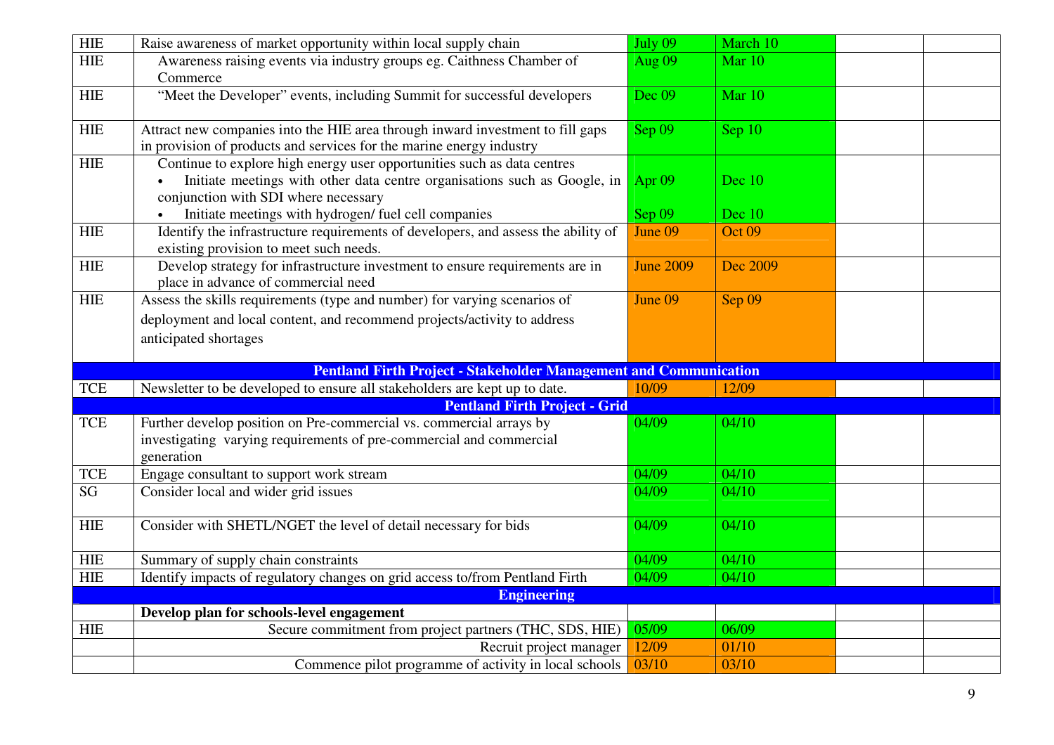| | | | | | |
|---|---|---|---|---|---|
| HIE | Raise awareness of market opportunity within local supply chain | July 09 | March 10 | | |
| HIE | Awareness raising events via industry groups eg. Caithness Chamber of Commerce | Aug 09 | Mar 10 | | |
| HIE | "Meet the Developer" events, including Summit for successful developers | Dec 09 | Mar 10 | | |
| HIE | Attract new companies into the HIE area through inward investment to fill gaps in provision of products and services for the marine energy industry | Sep 09 | Sep 10 | | |
| HIE | Continue to explore high energy user opportunities such as data centres<br>• Initiate meetings with other data centre organisations such as Google, in conjunction with SDI where necessary<br>• Initiate meetings with hydrogen/ fuel cell companies | Apr 09<br><br>Sep 09 | Dec 10<br><br>Dec 10 | | |
| HIE | Identify the infrastructure requirements of developers, and assess the ability of existing provision to meet such needs. | June 09 | Oct 09 | | |
| HIE | Develop strategy for infrastructure investment to ensure requirements are in place in advance of commercial need | June 2009 | Dec 2009 | | |
| HIE | Assess the skills requirements (type and number) for varying scenarios of deployment and local content, and recommend projects/activity to address anticipated shortages | June 09 | Sep 09 | | |
| | **Pentland Firth Project - Stakeholder Management and Communication** | | | | |
| TCE | Newsletter to be developed to ensure all stakeholders are kept up to date. | 10/09 | 12/09 | | |
| | **Pentland Firth Project - Grid** | | | | |
| TCE | Further develop position on Pre-commercial vs. commercial arrays by investigating varying requirements of pre-commercial and commercial generation | 04/09 | 04/10 | | |
| TCE | Engage consultant to support work stream | 04/09 | 04/10 | | |
| SG | Consider local and wider grid issues | 04/09 | 04/10 | | |
| HIE | Consider with SHETL/NGET the level of detail necessary for bids | 04/09 | 04/10 | | |
| HIE | Summary of supply chain constraints | 04/09 | 04/10 | | |
| HIE | Identify impacts of regulatory changes on grid access to/from Pentland Firth | 04/09 | 04/10 | | |
| | **Engineering** | | | | |
| | **Develop plan for schools-level engagement** | | | | |
| HIE | Secure commitment from project partners (THC, SDS, HIE) | 05/09 | 06/09 | | |
| | Recruit project manager | 12/09 | 01/10 | | |
| | Commence pilot programme of activity in local schools | 03/10 | 03/10 | | |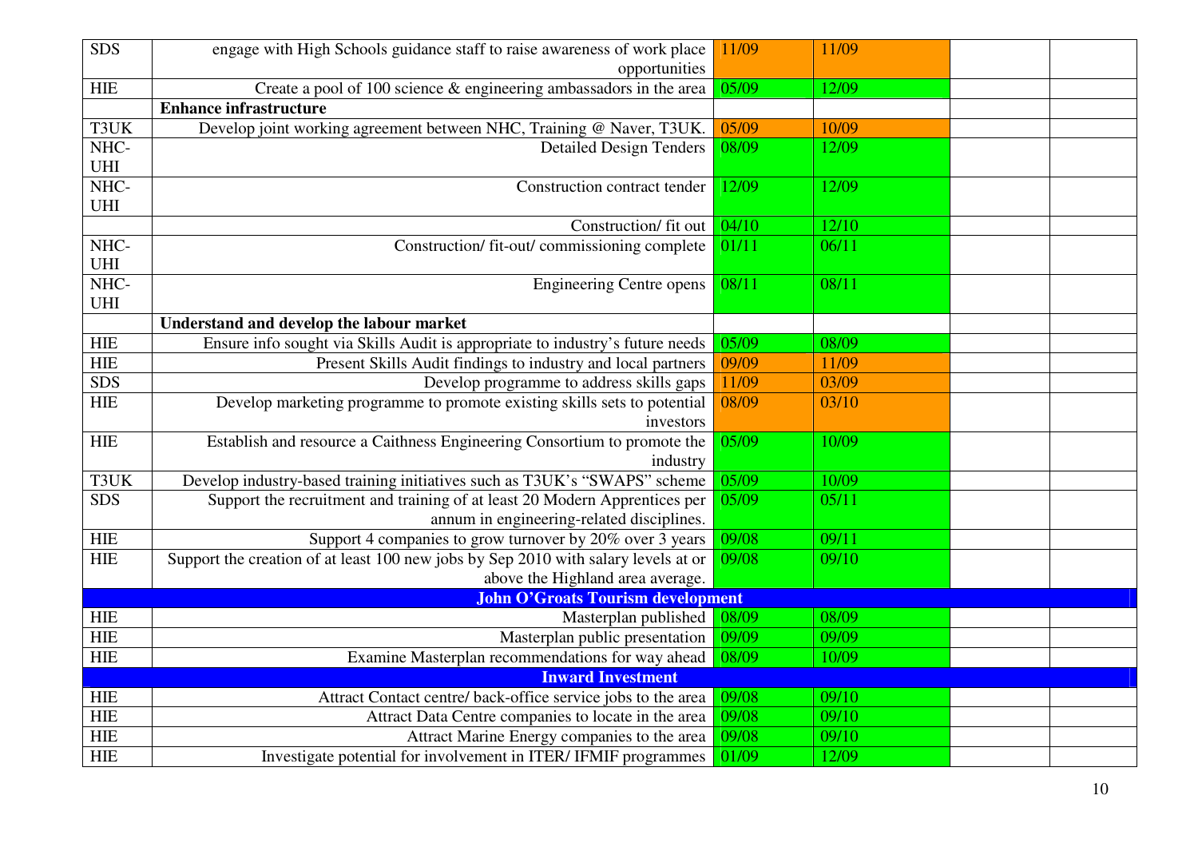| | | | | | |
|---|---|---|---|---|---|
| SDS | engage with High Schools guidance staff to raise awareness of work place opportunities | 11/09 | 11/09 | | |
| HIE | Create a pool of 100 science & engineering ambassadors in the area | 05/09 | 12/09 | | |
| | **Enhance infrastructure** | | | | |
| T3UK | Develop joint working agreement between NHC, Training @ Naver, T3UK. | 05/09 | 10/09 | | |
| NHC-UHI | Detailed Design Tenders | 08/09 | 12/09 | | |
| NHC-UHI | Construction contract tender | 12/09 | 12/09 | | |
| | Construction/ fit out | 04/10 | 12/10 | | |
| NHC-UHI | Construction/ fit-out/ commissioning complete | 01/11 | 06/11 | | |
| NHC-UHI | Engineering Centre opens | 08/11 | 08/11 | | |
| | **Understand and develop the labour market** | | | | |
| HIE | Ensure info sought via Skills Audit is appropriate to industry's future needs | 05/09 | 08/09 | | |
| HIE | Present Skills Audit findings to industry and local partners | 09/09 | 11/09 | | |
| SDS | Develop programme to address skills gaps | 11/09 | 03/09 | | |
| HIE | Develop marketing programme to promote existing skills sets to potential investors | 08/09 | 03/10 | | |
| HIE | Establish and resource a Caithness Engineering Consortium to promote the industry | 05/09 | 10/09 | | |
| T3UK | Develop industry-based training initiatives such as T3UK's "SWAPS" scheme | 05/09 | 10/09 | | |
| SDS | Support the recruitment and training of at least 20 Modern Apprentices per annum in engineering-related disciplines. | 05/09 | 05/11 | | |
| HIE | Support 4 companies to grow turnover by 20% over 3 years | 09/08 | 09/11 | | |
| HIE | Support the creation of at least 100 new jobs by Sep 2010 with salary levels at or above the Highland area average. | 09/08 | 09/10 | | |
| | **John O'Groats Tourism development** | | | | |
| HIE | Masterplan published | 08/09 | 08/09 | | |
| HIE | Masterplan public presentation | 09/09 | 09/09 | | |
| HIE | Examine Masterplan recommendations for way ahead | 08/09 | 10/09 | | |
| | **Inward Investment** | | | | |
| HIE | Attract Contact centre/ back-office service jobs to the area | 09/08 | 09/10 | | |
| HIE | Attract Data Centre companies to locate in the area | 09/08 | 09/10 | | |
| HIE | Attract Marine Energy companies to the area | 09/08 | 09/10 | | |
| HIE | Investigate potential for involvement in ITER/ IFMIF programmes | 01/09 | 12/09 | | |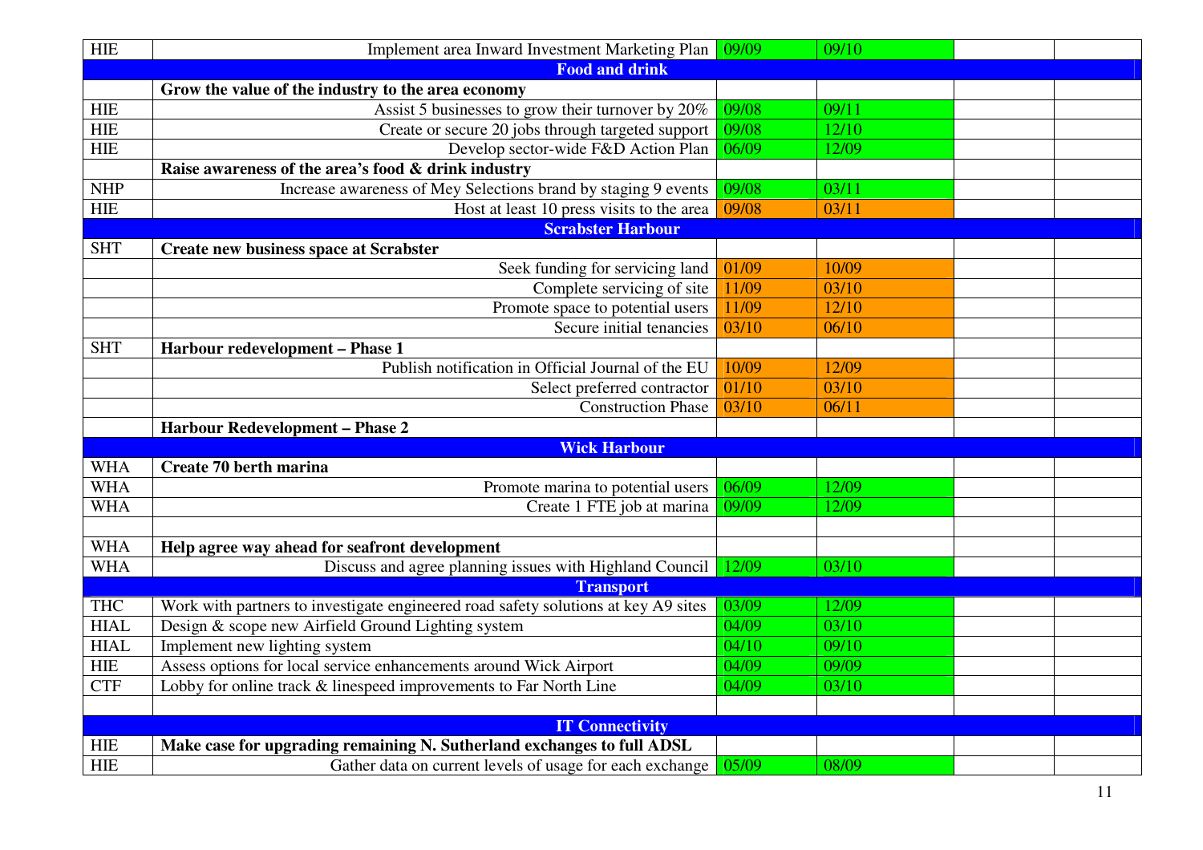| | | | | | |
|---|---|---|---|---|---|
| HIE | Implement area Inward Investment Marketing Plan | 09/09 | 09/10 | | |
| | **Food and drink** | | | | |
| | **Grow the value of the industry to the area economy** | | | | |
| HIE | Assist 5 businesses to grow their turnover by 20% | 09/08 | 09/11 | | |
| HIE | Create or secure 20 jobs through targeted support | 09/08 | 12/10 | | |
| HIE | Develop sector-wide F&D Action Plan | 06/09 | 12/09 | | |
| | **Raise awareness of the area's food & drink industry** | | | | |
| NHP | Increase awareness of Mey Selections brand by staging 9 events | 09/08 | 03/11 | | |
| HIE | Host at least 10 press visits to the area | 09/08 | 03/11 | | |
| | **Scrabster Harbour** | | | | |
| SHT | **Create new business space at Scrabster** | | | | |
| | Seek funding for servicing land | 01/09 | 10/09 | | |
| | Complete servicing of site | 11/09 | 03/10 | | |
| | Promote space to potential users | 11/09 | 12/10 | | |
| | Secure initial tenancies | 03/10 | 06/10 | | |
| SHT | **Harbour redevelopment – Phase 1** | | | | |
| | Publish notification in Official Journal of the EU | 10/09 | 12/09 | | |
| | Select preferred contractor | 01/10 | 03/10 | | |
| | Construction Phase | 03/10 | 06/11 | | |
| | **Harbour Redevelopment – Phase 2** | | | | |
| | **Wick Harbour** | | | | |
| WHA | **Create 70 berth marina** | | | | |
| WHA | Promote marina to potential users | 06/09 | 12/09 | | |
| WHA | Create 1 FTE job at marina | 09/09 | 12/09 | | |
| | | | | | |
| WHA | **Help agree way ahead for seafront development** | | | | |
| WHA | Discuss and agree planning issues with Highland Council | 12/09 | 03/10 | | |
| | **Transport** | | | | |
| THC | Work with partners to investigate engineered road safety solutions at key A9 sites | 03/09 | 12/09 | | |
| HIAL | Design & scope new Airfield Ground Lighting system | 04/09 | 03/10 | | |
| HIAL | Implement new lighting system | 04/10 | 09/10 | | |
| HIE | Assess options for local service enhancements around Wick Airport | 04/09 | 09/09 | | |
| CTF | Lobby for online track & linespeed improvements to Far North Line | 04/09 | 03/10 | | |
| | | | | | |
| | **IT Connectivity** | | | | |
| HIE | **Make case for upgrading remaining N. Sutherland exchanges to full ADSL** | | | | |
| HIE | Gather data on current levels of usage for each exchange | 05/09 | 08/09 | | |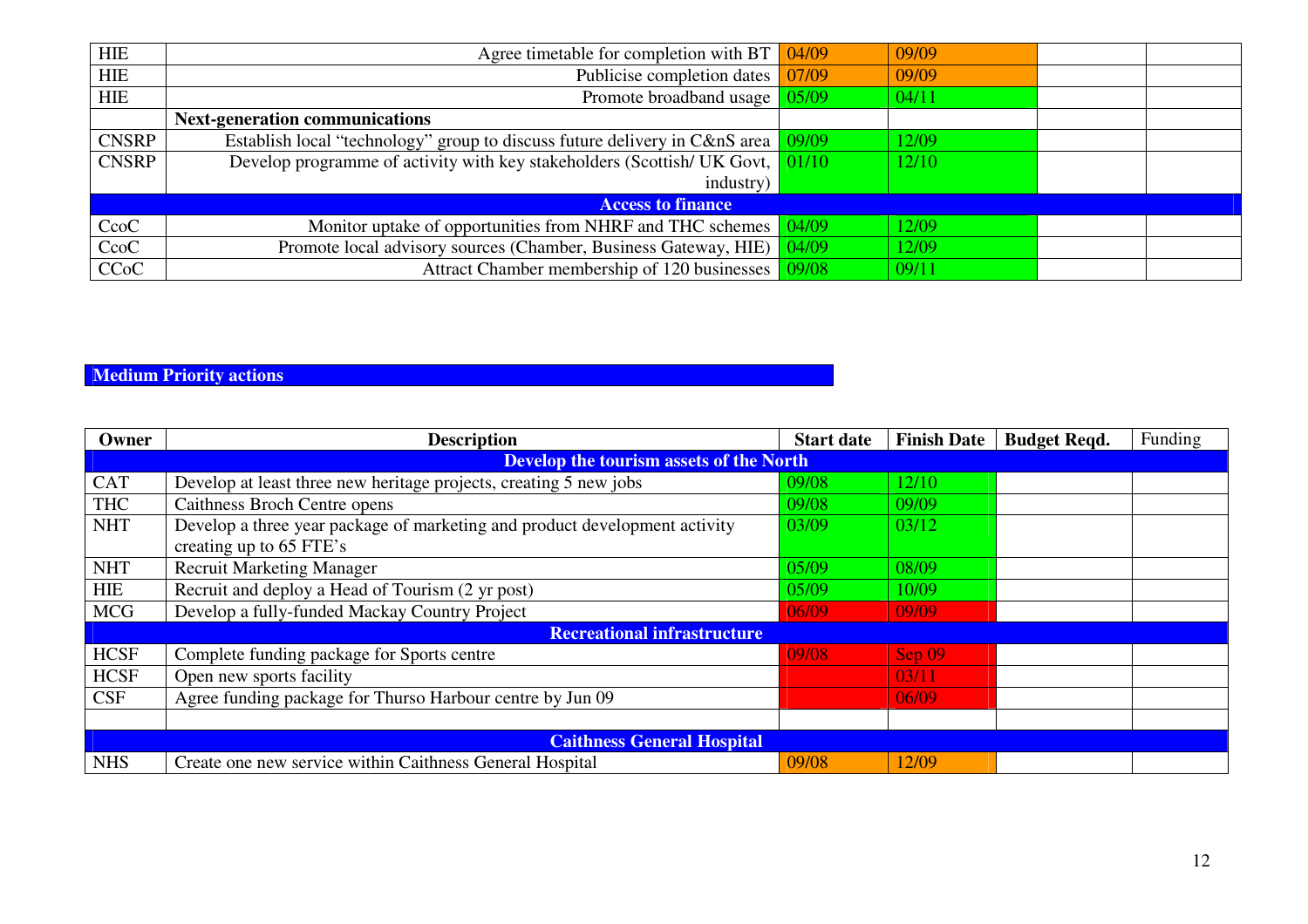| | | | | | |
|---|---|---|---|---|---|
| HIE | Agree timetable for completion with BT | 04/09 | 09/09 | | |
| HIE | Publicise completion dates | 07/09 | 09/09 | | |
| HIE | Promote broadband usage | 05/09 | 04/11 | | |
| | **Next-generation communications** | | | | |
| CNSRP | Establish local "technology" group to discuss future delivery in C&nS area | 09/09 | 12/09 | | |
| CNSRP | Develop programme of activity with key stakeholders (Scottish/ UK Govt, industry) | 01/10 | 12/10 | | |
| | **Access to finance** | | | | |
| CcoC | Monitor uptake of opportunities from NHRF and THC schemes | 04/09 | 12/09 | | |
| CcoC | Promote local advisory sources (Chamber, Business Gateway, HIE) | 04/09 | 12/09 | | |
| CCoC | Attract Chamber membership of 120 businesses | 09/08 | 09/11 | | |

## Medium Priority actions

| Owner | Description | Start date | Finish Date | Budget Reqd. | Funding |
|---|---|---|---|---|---|
| | **Develop the tourism assets of the North** | | | | |
| CAT | Develop at least three new heritage projects, creating 5 new jobs | 09/08 | 12/10 | | |
| THC | Caithness Broch Centre opens | 09/08 | 09/09 | | |
| NHT | Develop a three year package of marketing and product development activity creating up to 65 FTE's | 03/09 | 03/12 | | |
| NHT | Recruit Marketing Manager | 05/09 | 08/09 | | |
| HIE | Recruit and deploy a Head of Tourism (2 yr post) | 05/09 | 10/09 | | |
| MCG | Develop a fully-funded Mackay Country Project | 06/09 | 09/09 | | |
| | **Recreational infrastructure** | | | | |
| HCSF | Complete funding package for Sports centre | 09/08 | Sep 09 | | |
| HCSF | Open new sports facility | | 03/11 | | |
| CSF | Agree funding package for Thurso Harbour centre by Jun 09 | | 06/09 | | |
| | | | | | |
| | **Caithness General Hospital** | | | | |
| NHS | Create one new service within Caithness General Hospital | 09/08 | 12/09 | | |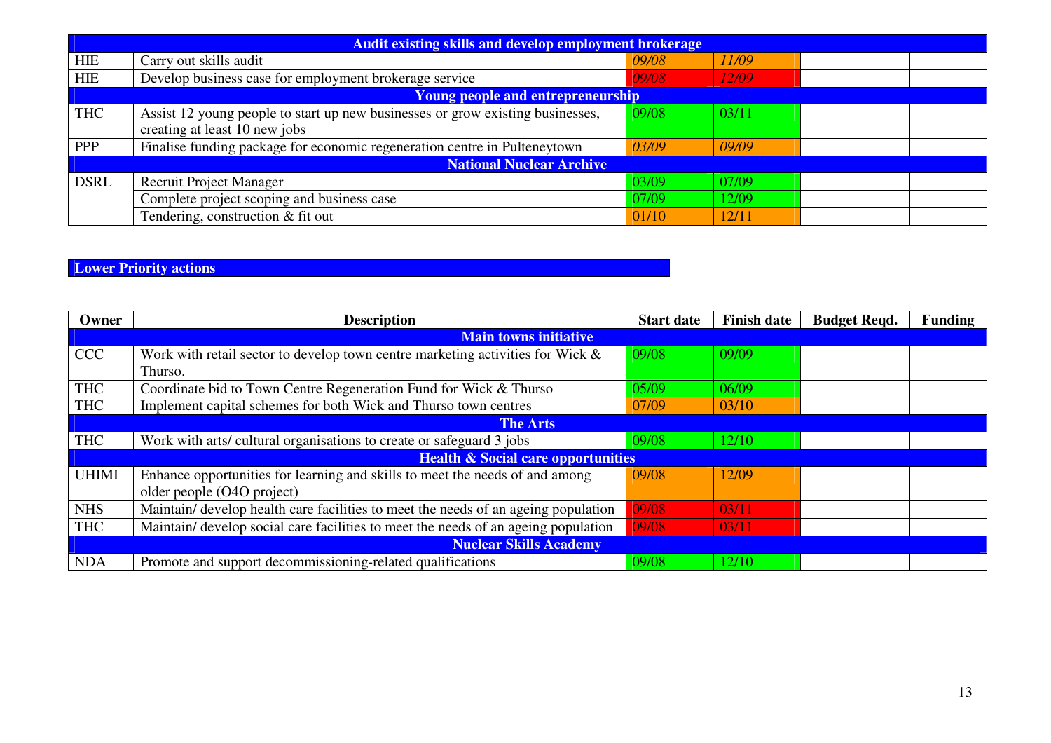| | | | | | |
|---|---|---|---|---|---|
| **Audit existing skills and develop employment brokerage** | | | | | |
| HIE | Carry out skills audit | *09/08* | *11/09* | | |
| HIE | Develop business case for employment brokerage service | *09/08* | *12/09* | | |
| **Young people and entrepreneurship** | | | | | |
| THC | Assist 12 young people to start up new businesses or grow existing businesses, creating at least 10 new jobs | 09/08 | 03/11 | | |
| PPP | Finalise funding package for economic regeneration centre in Pulteneytown | *03/09* | *09/09* | | |
| **National Nuclear Archive** | | | | | |
| DSRL | Recruit Project Manager | 03/09 | 07/09 | | |
| | Complete project scoping and business case | 07/09 | 12/09 | | |
| | Tendering, construction & fit out | 01/10 | 12/11 | | |

**Lower Priority actions**

| Owner | Description | Start date | Finish date | Budget Reqd. | Funding |
|---|---|---|---|---|---|
| **Main towns initiative** | | | | | |
| CCC | Work with retail sector to develop town centre marketing activities for Wick & Thurso. | 09/08 | 09/09 | | |
| THC | Coordinate bid to Town Centre Regeneration Fund for Wick & Thurso | 05/09 | 06/09 | | |
| THC | Implement capital schemes for both Wick and Thurso town centres | 07/09 | 03/10 | | |
| **The Arts** | | | | | |
| THC | Work with arts/ cultural organisations to create or safeguard 3 jobs | 09/08 | 12/10 | | |
| **Health & Social care opportunities** | | | | | |
| UHIMI | Enhance opportunities for learning and skills to meet the needs of and among older people (O4O project) | 09/08 | 12/09 | | |
| NHS | Maintain/ develop health care facilities to meet the needs of an ageing population | 09/08 | 03/11 | | |
| THC | Maintain/ develop social care facilities to meet the needs of an ageing population | 09/08 | 03/11 | | |
| **Nuclear Skills Academy** | | | | | |
| NDA | Promote and support decommissioning-related qualifications | 09/08 | 12/10 | | |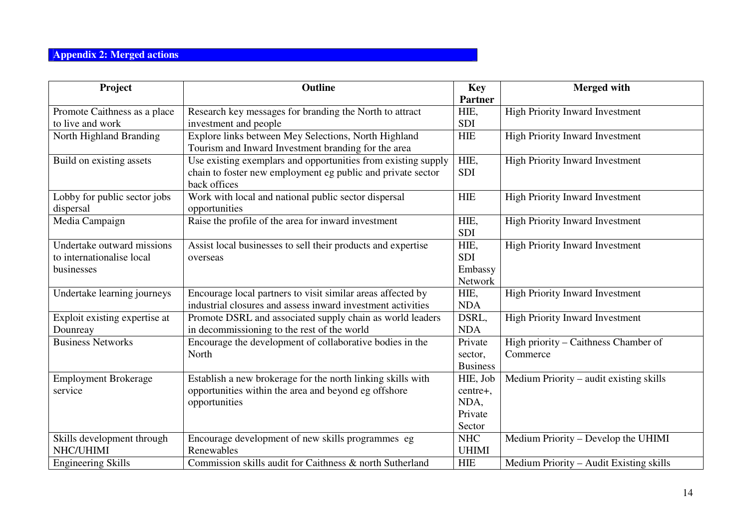## Appendix 2: Merged actions

| Project | Outline | Key Partner | Merged with |
|---|---|---|---|
| Promote Caithness as a place to live and work | Research key messages for branding the North to attract investment and people | HIE, SDI | High Priority Inward Investment |
| North Highland Branding | Explore links between Mey Selections, North Highland Tourism and Inward Investment branding for the area | HIE | High Priority Inward Investment |
| Build on existing assets | Use existing exemplars and opportunities from existing supply chain to foster new employment eg public and private sector back offices | HIE, SDI | High Priority Inward Investment |
| Lobby for public sector jobs dispersal | Work with local and national public sector dispersal opportunities | HIE | High Priority Inward Investment |
| Media Campaign | Raise the profile of the area for inward investment | HIE, SDI | High Priority Inward Investment |
| Undertake outward missions to internationalise local businesses | Assist local businesses to sell their products and expertise overseas | HIE, SDI Embassy Network | High Priority Inward Investment |
| Undertake learning journeys | Encourage local partners to visit similar areas affected by industrial closures and assess inward investment activities | HIE, NDA | High Priority Inward Investment |
| Exploit existing expertise at Dounreay | Promote DSRL and associated supply chain as world leaders in decommissioning to the rest of the world | DSRL, NDA | High Priority Inward Investment |
| Business Networks | Encourage the development of collaborative bodies in the North | Private sector, Business | High priority – Caithness Chamber of Commerce |
| Employment Brokerage service | Establish a new brokerage for the north linking skills with opportunities within the area and beyond eg offshore opportunities | HIE, Job centre+, NDA, Private Sector | Medium Priority – audit existing skills |
| Skills development through NHC/UHIMI | Encourage development of new skills programmes eg Renewables | NHC UHIMI | Medium Priority – Develop the UHIMI |
| Engineering Skills | Commission skills audit for Caithness & north Sutherland | HIE | Medium Priority – Audit Existing skills |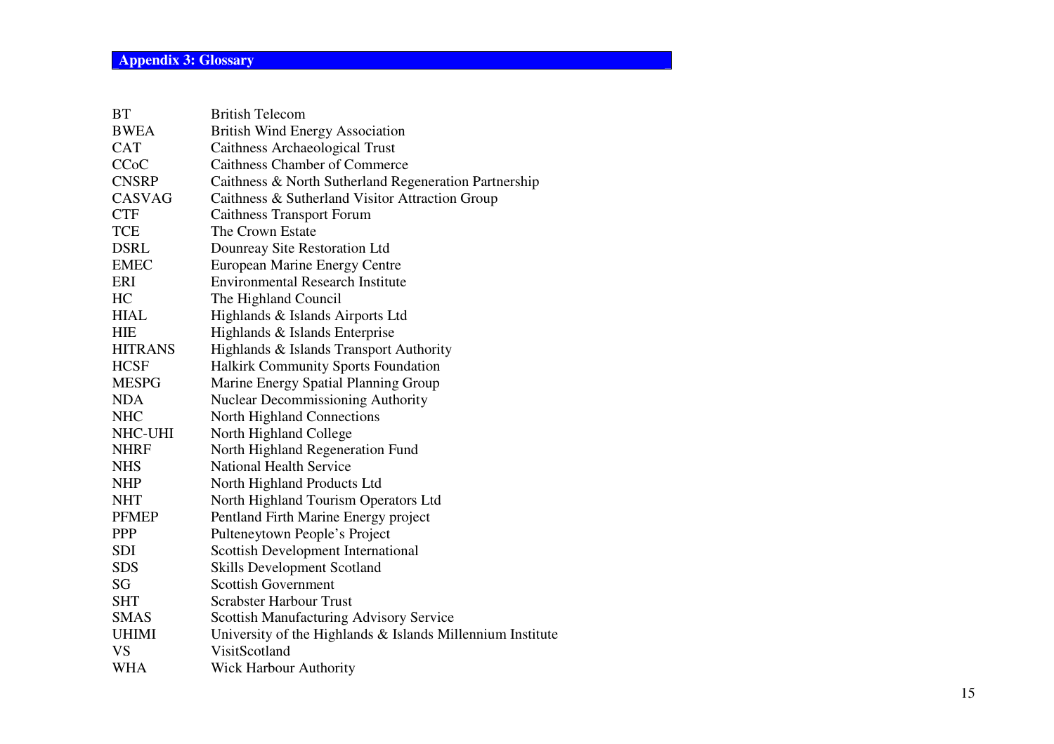## Appendix 3: Glossary

| | |
|---|---|
| BT | British Telecom |
| BWEA | British Wind Energy Association |
| CAT | Caithness Archaeological Trust |
| CCoC | Caithness Chamber of Commerce |
| CNSRP | Caithness & North Sutherland Regeneration Partnership |
| CASVAG | Caithness & Sutherland Visitor Attraction Group |
| CTF | Caithness Transport Forum |
| TCE | The Crown Estate |
| DSRL | Dounreay Site Restoration Ltd |
| EMEC | European Marine Energy Centre |
| ERI | Environmental Research Institute |
| HC | The Highland Council |
| HIAL | Highlands & Islands Airports Ltd |
| HIE | Highlands & Islands Enterprise |
| HITRANS | Highlands & Islands Transport Authority |
| HCSF | Halkirk Community Sports Foundation |
| MESPG | Marine Energy Spatial Planning Group |
| NDA | Nuclear Decommissioning Authority |
| NHC | North Highland Connections |
| NHC-UHI | North Highland College |
| NHRF | North Highland Regeneration Fund |
| NHS | National Health Service |
| NHP | North Highland Products Ltd |
| NHT | North Highland Tourism Operators Ltd |
| PFMEP | Pentland Firth Marine Energy project |
| PPP | Pulteneytown People's Project |
| SDI | Scottish Development International |
| SDS | Skills Development Scotland |
| SG | Scottish Government |
| SHT | Scrabster Harbour Trust |
| SMAS | Scottish Manufacturing Advisory Service |
| UHIMI | University of the Highlands & Islands Millennium Institute |
| VS | VisitScotland |
| WHA | Wick Harbour Authority |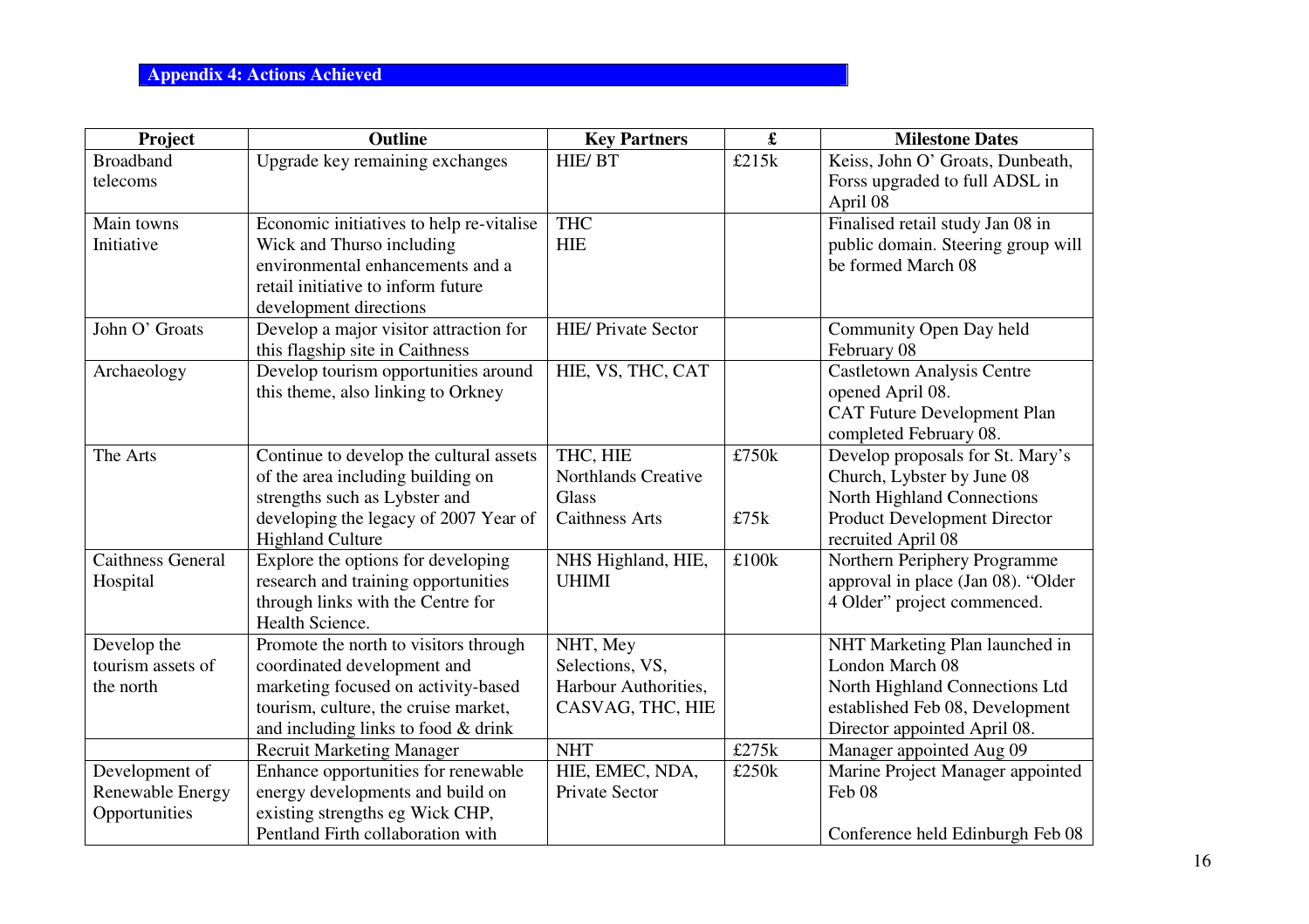## Appendix 4: Actions Achieved

| Project | Outline | Key Partners | £ | Milestone Dates |
|---|---|---|---|---|
| Broadband telecoms | Upgrade key remaining exchanges | HIE/ BT | £215k | Keiss, John O' Groats, Dunbeath, Forss upgraded to full ADSL in April 08 |
| Main towns Initiative | Economic initiatives to help re-vitalise Wick and Thurso including environmental enhancements and a retail initiative to inform future development directions | THC<br>HIE | | Finalised retail study Jan 08 in public domain. Steering group will be formed March 08 |
| John O' Groats | Develop a major visitor attraction for this flagship site in Caithness | HIE/ Private Sector | | Community Open Day held February 08 |
| Archaeology | Develop tourism opportunities around this theme, also linking to Orkney | HIE, VS, THC, CAT | | Castletown Analysis Centre opened April 08.<br>CAT Future Development Plan completed February 08. |
| The Arts | Continue to develop the cultural assets of the area including building on strengths such as Lybster and developing the legacy of 2007 Year of Highland Culture | THC, HIE<br>Northlands Creative Glass<br>Caithness Arts | £750k<br><br>£75k | Develop proposals for St. Mary's Church, Lybster by June 08<br>North Highland Connections Product Development Director recruited April 08 |
| Caithness General Hospital | Explore the options for developing research and training opportunities through links with the Centre for Health Science. | NHS Highland, HIE, UHIMI | £100k | Northern Periphery Programme approval in place (Jan 08). "Older 4 Older" project commenced. |
| Develop the tourism assets of the north | Promote the north to visitors through coordinated development and marketing focused on activity-based tourism, culture, the cruise market, and including links to food & drink | NHT, Mey Selections, VS, Harbour Authorities, CASVAG, THC, HIE | | NHT Marketing Plan launched in London March 08<br>North Highland Connections Ltd established Feb 08, Development Director appointed April 08. |
| | Recruit Marketing Manager | NHT | £275k | Manager appointed Aug 09 |
| Development of Renewable Energy Opportunities | Enhance opportunities for renewable energy developments and build on existing strengths eg Wick CHP, Pentland Firth collaboration with | HIE, EMEC, NDA, Private Sector | £250k | Marine Project Manager appointed Feb 08<br><br>Conference held Edinburgh Feb 08 |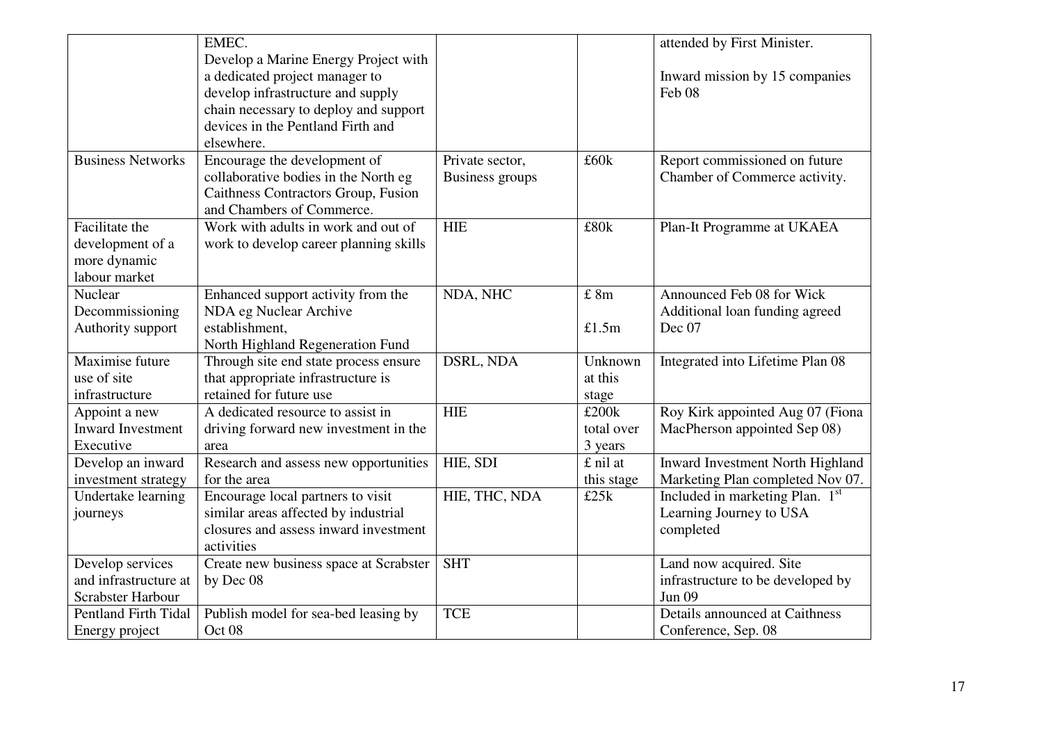| | | | | |
|---|---|---|---|---|
| | EMEC.<br>Develop a Marine Energy Project with a dedicated project manager to develop infrastructure and supply chain necessary to deploy and support devices in the Pentland Firth and elsewhere. | | | attended by First Minister.<br><br>Inward mission by 15 companies Feb 08 |
| Business Networks | Encourage the development of collaborative bodies in the North eg Caithness Contractors Group, Fusion and Chambers of Commerce. | Private sector, Business groups | £60k | Report commissioned on future Chamber of Commerce activity. |
| Facilitate the development of a more dynamic labour market | Work with adults in work and out of work to develop career planning skills | HIE | £80k | Plan-It Programme at UKAEA |
| Nuclear Decommissioning Authority support | Enhanced support activity from the NDA eg Nuclear Archive establishment,<br>North Highland Regeneration Fund | NDA, NHC | £ 8m<br><br>£1.5m | Announced Feb 08 for Wick<br>Additional loan funding agreed Dec 07 |
| Maximise future use of site infrastructure | Through site end state process ensure that appropriate infrastructure is retained for future use | DSRL, NDA | Unknown at this stage | Integrated into Lifetime Plan 08 |
| Appoint a new Inward Investment Executive | A dedicated resource to assist in driving forward new investment in the area | HIE | £200k total over 3 years | Roy Kirk appointed Aug 07 (Fiona MacPherson appointed Sep 08) |
| Develop an inward investment strategy | Research and assess new opportunities for the area | HIE, SDI | £ nil at this stage | Inward Investment North Highland Marketing Plan completed Nov 07. |
| Undertake learning journeys | Encourage local partners to visit similar areas affected by industrial closures and assess inward investment activities | HIE, THC, NDA | £25k | Included in marketing Plan. 1st Learning Journey to USA completed |
| Develop services and infrastructure at Scrabster Harbour | Create new business space at Scrabster by Dec 08 | SHT | | Land now acquired. Site infrastructure to be developed by Jun 09 |
| Pentland Firth Tidal Energy project | Publish model for sea-bed leasing by Oct 08 | TCE | | Details announced at Caithness Conference, Sep. 08 |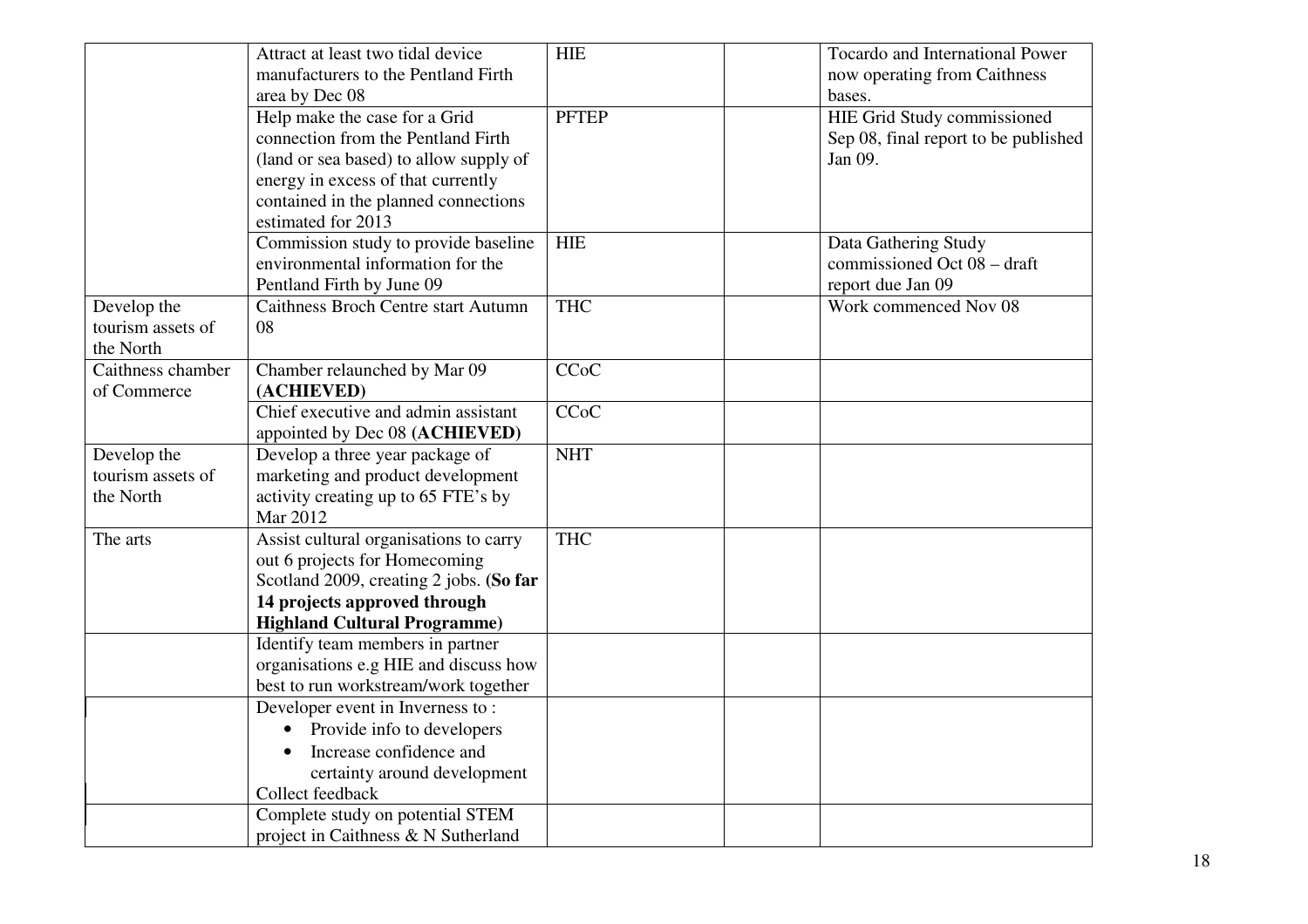| | | | | |
|---|---|---|---|---|
| | Attract at least two tidal device manufacturers to the Pentland Firth area by Dec 08 | HIE | | Tocardo and International Power now operating from Caithness bases. |
| | Help make the case for a Grid connection from the Pentland Firth (land or sea based) to allow supply of energy in excess of that currently contained in the planned connections estimated for 2013 | PFTEP | | HIE Grid Study commissioned Sep 08, final report to be published Jan 09. |
| | Commission study to provide baseline environmental information for the Pentland Firth by June 09 | HIE | | Data Gathering Study commissioned Oct 08 – draft report due Jan 09 |
| Develop the tourism assets of the North | Caithness Broch Centre start Autumn 08 | THC | | Work commenced Nov 08 |
| Caithness chamber of Commerce | Chamber relaunched by Mar 09 **(ACHIEVED)** | CCoC | | |
| | Chief executive and admin assistant appointed by Dec 08 **(ACHIEVED)** | CCoC | | |
| Develop the tourism assets of the North | Develop a three year package of marketing and product development activity creating up to 65 FTE's by Mar 2012 | NHT | | |
| The arts | Assist cultural organisations to carry out 6 projects for Homecoming Scotland 2009, creating 2 jobs. **(So far 14 projects approved through Highland Cultural Programme)** | THC | | |
| | Identify team members in partner organisations e.g HIE and discuss how best to run workstream/work together | | | |
| | Developer event in Inverness to : <br>• Provide info to developers <br>• Increase confidence and certainty around development <br>Collect feedback | | | |
| | Complete study on potential STEM project in Caithness & N Sutherland | | | |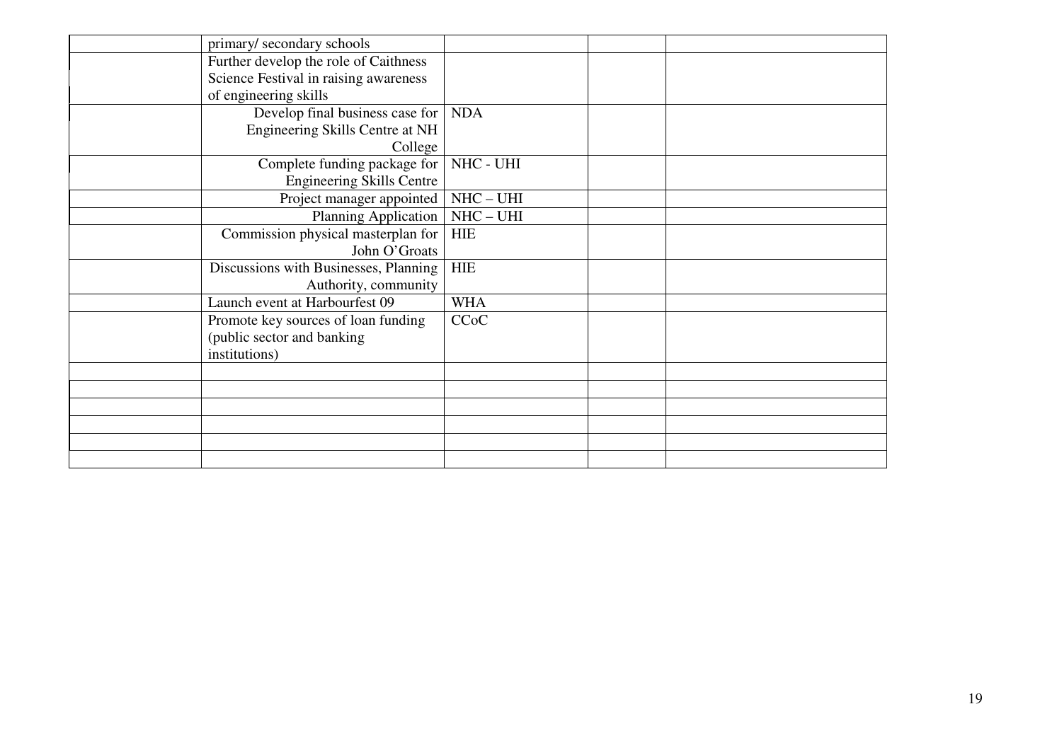| | | | | |
|---|---|---|---|---|
| | primary/ secondary schools | | | |
| | Further develop the role of Caithness Science Festival in raising awareness of engineering skills | | | |
| | Develop final business case for Engineering Skills Centre at NH College | NDA | | |
| | Complete funding package for Engineering Skills Centre | NHC - UHI | | |
| | Project manager appointed | NHC – UHI | | |
| | Planning Application | NHC – UHI | | |
| | Commission physical masterplan for John O'Groats | HIE | | |
| | Discussions with Businesses, Planning Authority, community | HIE | | |
| | Launch event at Harbourfest 09 | WHA | | |
| | Promote key sources of loan funding (public sector and banking institutions) | CCoC | | |
| | | | | |
| | | | | |
| | | | | |
| | | | | |
| | | | | |
| | | | | |